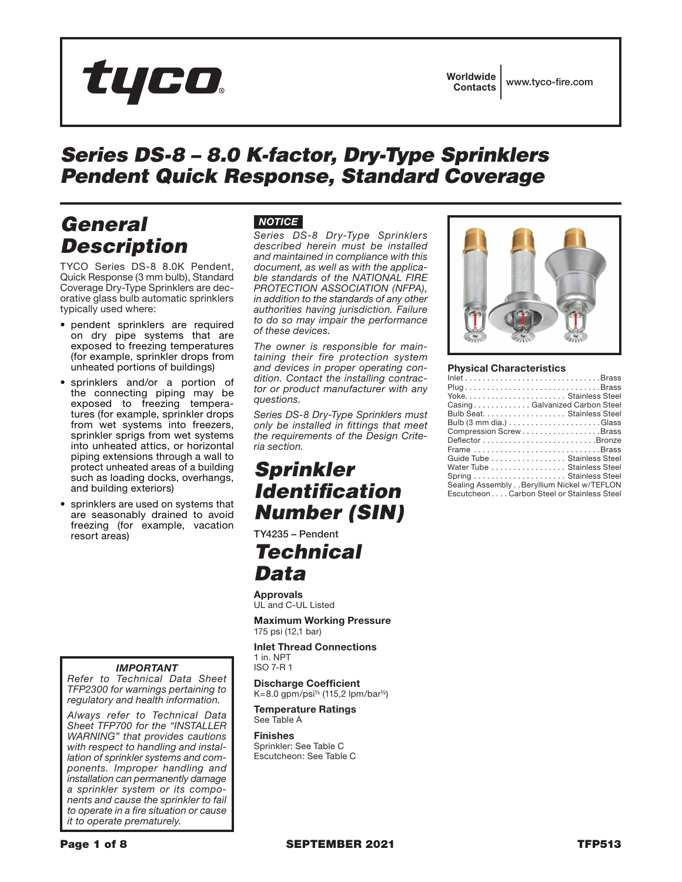tyco®

Worldwide Contacts | www.tyco-fire.com

# Series DS-8 – 8.0 K-factor, Dry-Type Sprinklers Pendent Quick Response, Standard Coverage

## General Description

TYCO Series DS-8 8.0K Pendent, Quick Response (3 mm bulb), Standard Coverage Dry-Type Sprinklers are decorative glass bulb automatic sprinklers typically used where:

- pendent sprinklers are required on dry pipe systems that are exposed to freezing temperatures (for example, sprinkler drops from unheated portions of buildings)
- sprinklers and/or a portion of the connecting piping may be exposed to freezing temperatures (for example, sprinkler drops from wet systems into freezers, sprinkler sprigs from wet systems into unheated attics, or horizontal piping extensions through a wall to protect unheated areas of a building such as loading docks, overhangs, and building exteriors)
- sprinklers are used on systems that are seasonably drained to avoid freezing (for example, vacation resort areas)

***IMPORTANT***

*Refer to Technical Data Sheet TFP2300 for warnings pertaining to regulatory and health information.*

*Always refer to Technical Data Sheet TFP700 for the "INSTALLER WARNING" that provides cautions with respect to handling and installation of sprinkler systems and components. Improper handling and installation can permanently damage a sprinkler system or its components and cause the sprinkler to fail to operate in a fire situation or cause it to operate prematurely.*

***NOTICE***

*Series DS-8 Dry-Type Sprinklers described herein must be installed and maintained in compliance with this document, as well as with the applicable standards of the NATIONAL FIRE PROTECTION ASSOCIATION (NFPA), in addition to the standards of any other authorities having jurisdiction. Failure to do so may impair the performance of these devices.*

*The owner is responsible for maintaining their fire protection system and devices in proper operating condition. Contact the installing contractor or product manufacturer with any questions.*

*Series DS-8 Dry-Type Sprinklers must only be installed in fittings that meet the requirements of the Design Criteria section.*

## Sprinkler Identification Number (SIN)

TY4235 – Pendent

## Technical Data

**Approvals**
UL and C-UL Listed

**Maximum Working Pressure**
175 psi (12,1 bar)

**Inlet Thread Connections**
1 in. NPT
ISO 7-R 1

**Discharge Coefficient**
K=8.0 gpm/psi½ (115,2 lpm/bar½)

**Temperature Ratings**
See Table A

**Finishes**
Sprinkler: See Table C
Escutcheon: See Table C

**Physical Characteristics**

| Component | Material |
|---|---|
| Inlet | Brass |
| Plug | Brass |
| Yoke | Stainless Steel |
| Casing | Galvanized Carbon Steel |
| Bulb Seat | Stainless Steel |
| Bulb (3 mm dia.) | Glass |
| Compression Screw | Brass |
| Deflector | Bronze |
| Frame | Brass |
| Guide Tube | Stainless Steel |
| Water Tube | Stainless Steel |
| Spring | Stainless Steel |
| Sealing Assembly | Beryllium Nickel w/TEFLON |
| Escutcheon | Carbon Steel or Stainless Steel |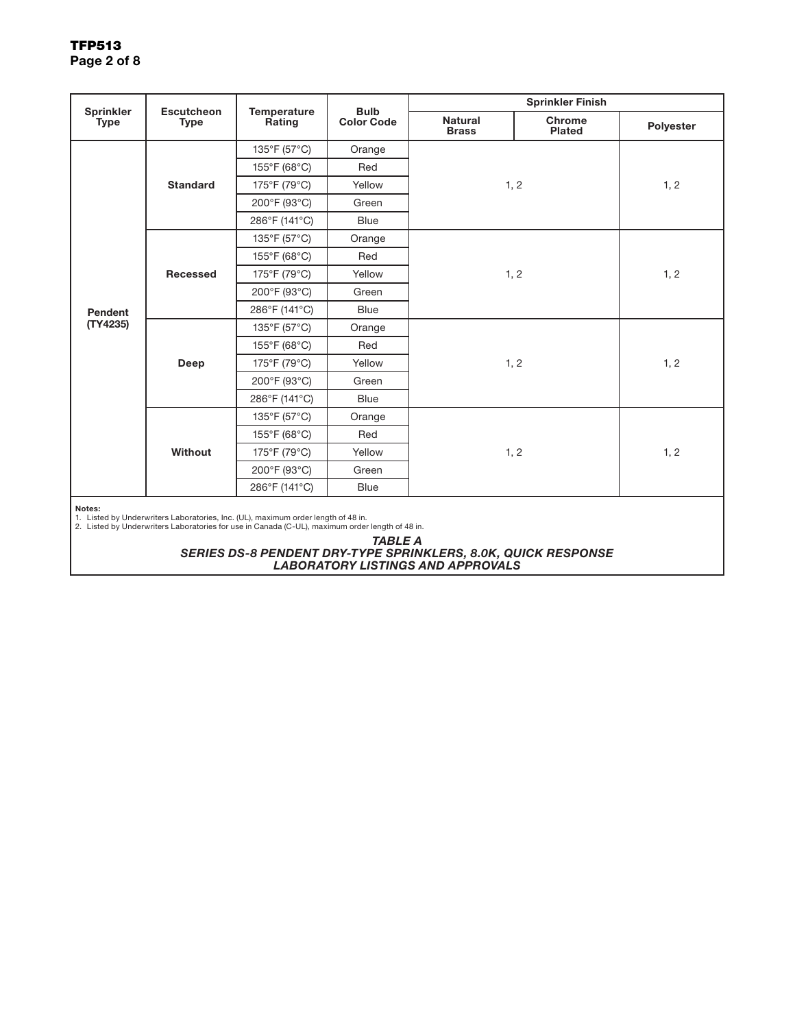| Sprinkler Type | Escutcheon Type | Temperature Rating | Bulb Color Code | Sprinkler Finish | | |
|---|---|---|---|---|---|---|
| | | | | Natural Brass | Chrome Plated | Polyester |
| Pendent (TY4235) | Standard | 135°F (57°C) | Orange | 1, 2 | | 1, 2 |
| | | 155°F (68°C) | Red | | | |
| | | 175°F (79°C) | Yellow | | | |
| | | 200°F (93°C) | Green | | | |
| | | 286°F (141°C) | Blue | | | |
| | Recessed | 135°F (57°C) | Orange | 1, 2 | | 1, 2 |
| | | 155°F (68°C) | Red | | | |
| | | 175°F (79°C) | Yellow | | | |
| | | 200°F (93°C) | Green | | | |
| | | 286°F (141°C) | Blue | | | |
| | Deep | 135°F (57°C) | Orange | 1, 2 | | 1, 2 |
| | | 155°F (68°C) | Red | | | |
| | | 175°F (79°C) | Yellow | | | |
| | | 200°F (93°C) | Green | | | |
| | | 286°F (141°C) | Blue | | | |
| | Without | 135°F (57°C) | Orange | 1, 2 | | 1, 2 |
| | | 155°F (68°C) | Red | | | |
| | | 175°F (79°C) | Yellow | | | |
| | | 200°F (93°C) | Green | | | |
| | | 286°F (141°C) | Blue | | | |

**Notes:**
1. Listed by Underwriters Laboratories, Inc. (UL), maximum order length of 48 in.
2. Listed by Underwriters Laboratories for use in Canada (C-UL), maximum order length of 48 in.

***TABLE A***
***SERIES DS-8 PENDENT DRY-TYPE SPRINKLERS, 8.0K, QUICK RESPONSE***
***LABORATORY LISTINGS AND APPROVALS***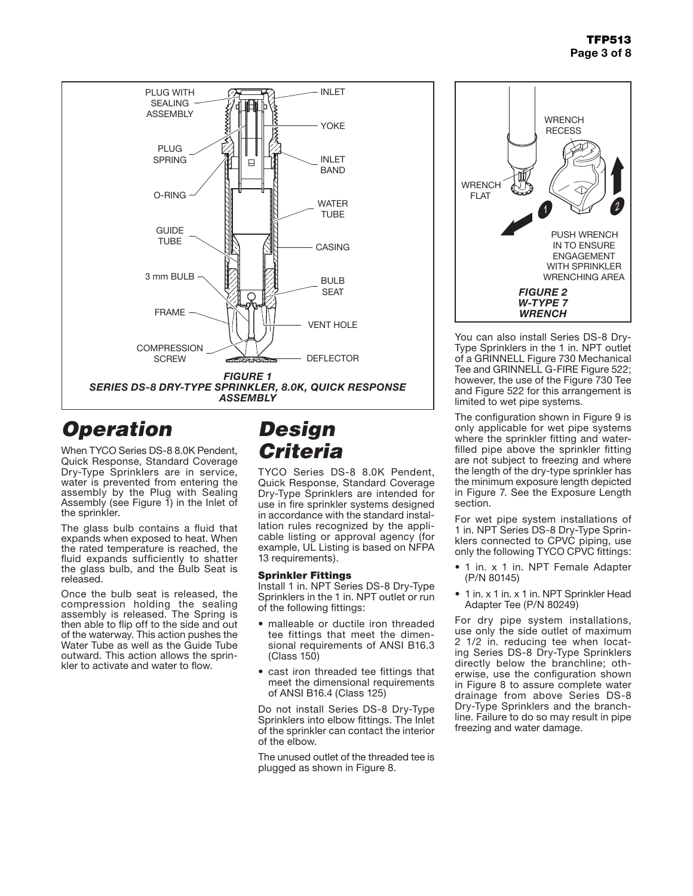FIGURE 1
SERIES DS-8 DRY-TYPE SPRINKLER, 8.0K, QUICK RESPONSE ASSEMBLY

FIGURE 2
W-TYPE 7 WRENCH

# Operation

When TYCO Series DS-8 8.0K Pendent, Quick Response, Standard Coverage Dry-Type Sprinklers are in service, water is prevented from entering the assembly by the Plug with Sealing Assembly (see Figure 1) in the Inlet of the sprinkler.

The glass bulb contains a fluid that expands when exposed to heat. When the rated temperature is reached, the fluid expands sufficiently to shatter the glass bulb, and the Bulb Seat is released.

Once the bulb seat is released, the compression holding the sealing assembly is released. The Spring is then able to flip off to the side and out of the waterway. This action pushes the Water Tube as well as the Guide Tube outward. This action allows the sprinkler to activate and water to flow.

# Design Criteria

TYCO Series DS-8 8.0K Pendent, Quick Response, Standard Coverage Dry-Type Sprinklers are intended for use in fire sprinkler systems designed in accordance with the standard installation rules recognized by the applicable listing or approval agency (for example, UL Listing is based on NFPA 13 requirements).

### Sprinkler Fittings

Install 1 in. NPT Series DS-8 Dry-Type Sprinklers in the 1 in. NPT outlet or run of the following fittings:

- malleable or ductile iron threaded tee fittings that meet the dimensional requirements of ANSI B16.3 (Class 150)
- cast iron threaded tee fittings that meet the dimensional requirements of ANSI B16.4 (Class 125)

Do not install Series DS-8 Dry-Type Sprinklers into elbow fittings. The Inlet of the sprinkler can contact the interior of the elbow.

The unused outlet of the threaded tee is plugged as shown in Figure 8.

You can also install Series DS-8 Dry-Type Sprinklers in the 1 in. NPT outlet of a GRINNELL Figure 730 Mechanical Tee and GRINNELL G-FIRE Figure 522; however, the use of the Figure 730 Tee and Figure 522 for this arrangement is limited to wet pipe systems.

The configuration shown in Figure 9 is only applicable for wet pipe systems where the sprinkler fitting and water-filled pipe above the sprinkler fitting are not subject to freezing and where the length of the dry-type sprinkler has the minimum exposure length depicted in Figure 7. See the Exposure Length section.

For wet pipe system installations of 1 in. NPT Series DS-8 Dry-Type Sprinklers connected to CPVC piping, use only the following TYCO CPVC fittings:

- 1 in. x 1 in. NPT Female Adapter (P/N 80145)
- 1 in. x 1 in. x 1 in. NPT Sprinkler Head Adapter Tee (P/N 80249)

For dry pipe system installations, use only the side outlet of maximum 2 1/2 in. reducing tee when locating Series DS-8 Dry-Type Sprinklers directly below the branchline; otherwise, use the configuration shown in Figure 8 to assure complete water drainage from above Series DS-8 Dry-Type Sprinklers and the branchline. Failure to do so may result in pipe freezing and water damage.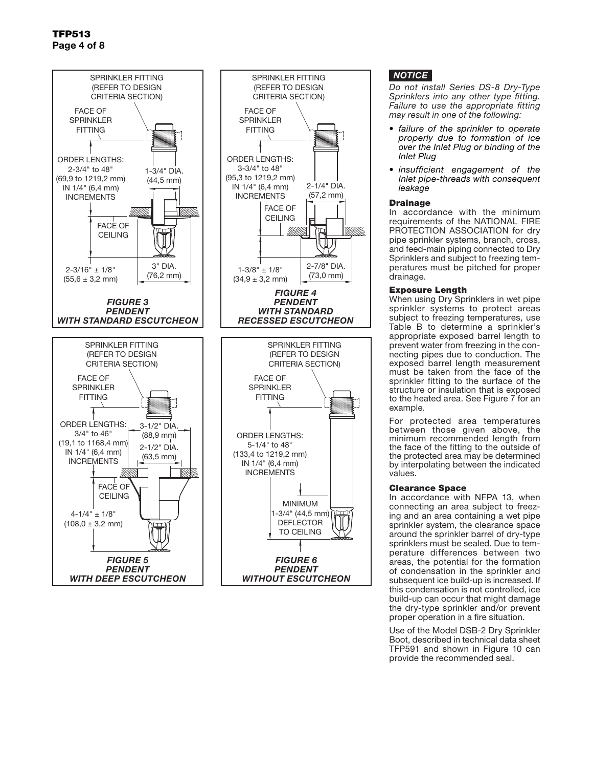SPRINKLER FITTING (REFER TO DESIGN CRITERIA SECTION)

FACE OF SPRINKLER FITTING

ORDER LENGTHS: 2-3/4" to 48" (69,9 to 1219,2 mm) IN 1/4" (6,4 mm) INCREMENTS

1-3/4" DIA. (44,5 mm)

FACE OF CEILING

2-3/16" ± 1/8" (55,6 ± 3,2 mm)

3" DIA. (76,2 mm)

***FIGURE 3***
***PENDENT***
***WITH STANDARD ESCUTCHEON***

SPRINKLER FITTING (REFER TO DESIGN CRITERIA SECTION)

FACE OF SPRINKLER FITTING

ORDER LENGTHS: 3-3/4" to 48" (95,3 to 1219,2 mm) IN 1/4" (6,4 mm) INCREMENTS

2-1/4" DIA. (57,2 mm)

FACE OF CEILING

1-3/8" ± 1/8" (34,9 ± 3,2 mm)

2-7/8" DIA. (73,0 mm)

***FIGURE 4***
***PENDENT***
***WITH STANDARD RECESSED ESCUTCHEON***

SPRINKLER FITTING (REFER TO DESIGN CRITERIA SECTION)

FACE OF SPRINKLER FITTING

ORDER LENGTHS: 3/4" to 46" (19,1 to 1168,4 mm) IN 1/4" (6,4 mm) INCREMENTS

3-1/2" DIA. (88,9 mm)

2-1/2" DIA. (63,5 mm)

FACE OF CEILING

4-1/4" ± 1/8" (108,0 ± 3,2 mm)

***FIGURE 5***
***PENDENT***
***WITH DEEP ESCUTCHEON***

SPRINKLER FITTING (REFER TO DESIGN CRITERIA SECTION)

FACE OF SPRINKLER FITTING

ORDER LENGTHS: 5-1/4" to 48" (133,4 to 1219,2 mm) IN 1/4" (6,4 mm) INCREMENTS

MINIMUM 1-3/4" (44,5 mm) DEFLECTOR TO CEILING

***FIGURE 6***
***PENDENT***
***WITHOUT ESCUTCHEON***

***NOTICE***

*Do not install Series DS-8 Dry-Type Sprinklers into any other type fitting. Failure to use the appropriate fitting may result in one of the following:*

- *failure of the sprinkler to operate properly due to formation of ice over the Inlet Plug or binding of the Inlet Plug*
- *insufficient engagement of the Inlet pipe-threads with consequent leakage*

### Drainage

In accordance with the minimum requirements of the NATIONAL FIRE PROTECTION ASSOCIATION for dry pipe sprinkler systems, branch, cross, and feed-main piping connected to Dry Sprinklers and subject to freezing temperatures must be pitched for proper drainage.

### Exposure Length

When using Dry Sprinklers in wet pipe sprinkler systems to protect areas subject to freezing temperatures, use Table B to determine a sprinkler's appropriate exposed barrel length to prevent water from freezing in the connecting pipes due to conduction. The exposed barrel length measurement must be taken from the face of the sprinkler fitting to the surface of the structure or insulation that is exposed to the heated area. See Figure 7 for an example.

For protected area temperatures between those given above, the minimum recommended length from the face of the fitting to the outside of the protected area may be determined by interpolating between the indicated values.

### Clearance Space

In accordance with NFPA 13, when connecting an area subject to freezing and an area containing a wet pipe sprinkler system, the clearance space around the sprinkler barrel of dry-type sprinklers must be sealed. Due to temperature differences between two areas, the potential for the formation of condensation in the sprinkler and subsequent ice build-up is increased. If this condensation is not controlled, ice build-up can occur that might damage the dry-type sprinkler and/or prevent proper operation in a fire situation.

Use of the Model DSB-2 Dry Sprinkler Boot, described in technical data sheet TFP591 and shown in Figure 10 can provide the recommended seal.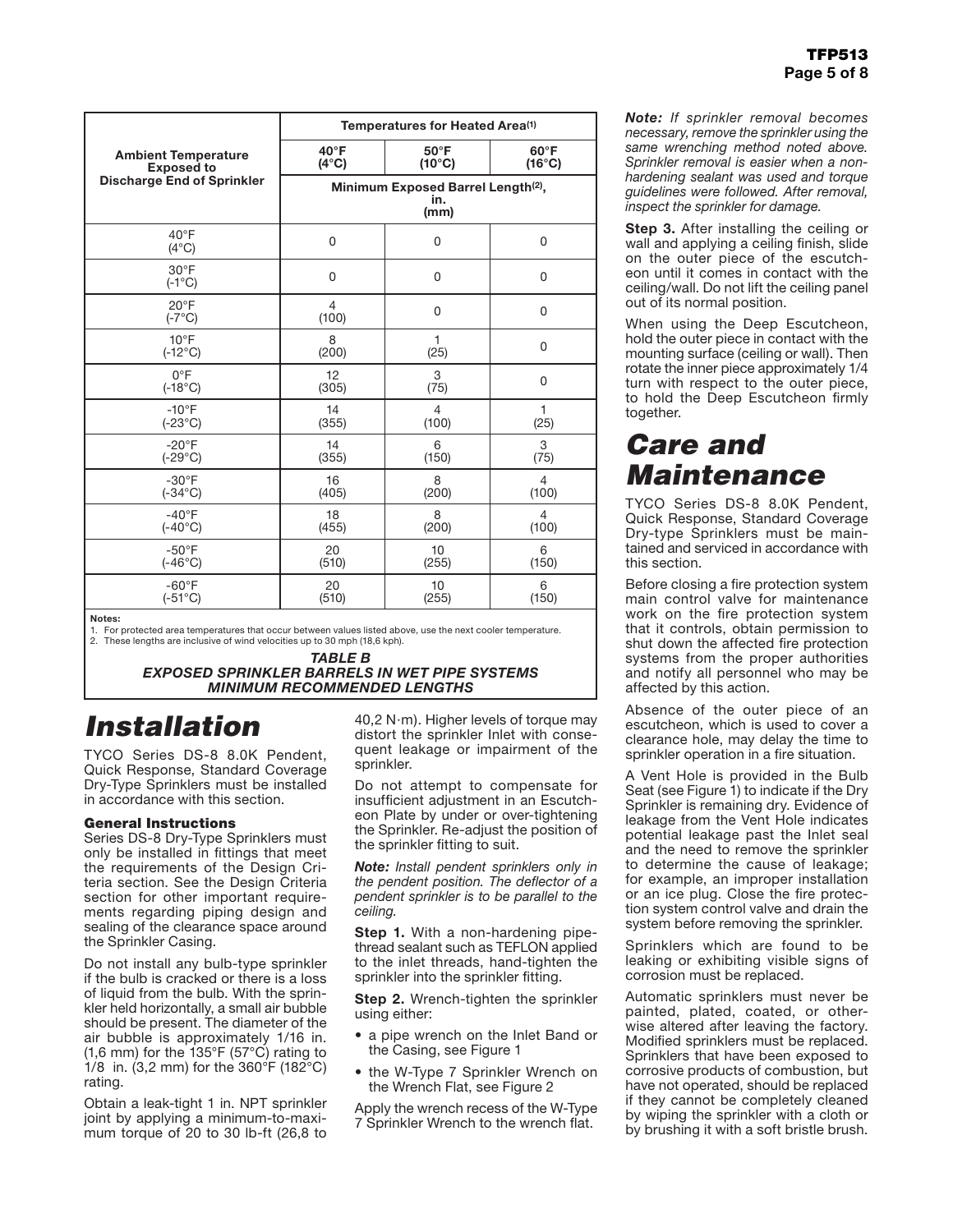| Ambient Temperature Exposed to Discharge End of Sprinkler | Temperatures for Heated Area(1) | | |
|---|---|---|---|
| | 40°F (4°C) | 50°F (10°C) | 60°F (16°C) |
| | Minimum Exposed Barrel Length(2), in. (mm) | | |
| 40°F (4°C) | 0 | 0 | 0 |
| 30°F (-1°C) | 0 | 0 | 0 |
| 20°F (-7°C) | 4 (100) | 0 | 0 |
| 10°F (-12°C) | 8 (200) | 1 (25) | 0 |
| 0°F (-18°C) | 12 (305) | 3 (75) | 0 |
| -10°F (-23°C) | 14 (355) | 4 (100) | 1 (25) |
| -20°F (-29°C) | 14 (355) | 6 (150) | 3 (75) |
| -30°F (-34°C) | 16 (405) | 8 (200) | 4 (100) |
| -40°F (-40°C) | 18 (455) | 8 (200) | 4 (100) |
| -50°F (-46°C) | 20 (510) | 10 (255) | 6 (150) |
| -60°F (-51°C) | 20 (510) | 10 (255) | 6 (150) |

**Notes:**
1. For protected area temperatures that occur between values listed above, use the next cooler temperature.
2. These lengths are inclusive of wind velocities up to 30 mph (18,6 kph).

***TABLE B***
***EXPOSED SPRINKLER BARRELS IN WET PIPE SYSTEMS MINIMUM RECOMMENDED LENGTHS***

# *Installation*

TYCO Series DS-8 8.0K Pendent, Quick Response, Standard Coverage Dry-Type Sprinklers must be installed in accordance with this section.

### General Instructions

Series DS-8 Dry-Type Sprinklers must only be installed in fittings that meet the requirements of the Design Criteria section. See the Design Criteria section for other important requirements regarding piping design and sealing of the clearance space around the Sprinkler Casing.

Do not install any bulb-type sprinkler if the bulb is cracked or there is a loss of liquid from the bulb. With the sprinkler held horizontally, a small air bubble should be present. The diameter of the air bubble is approximately 1/16 in. (1,6 mm) for the 135°F (57°C) rating to 1/8 in. (3,2 mm) for the 360°F (182°C) rating.

Obtain a leak-tight 1 in. NPT sprinkler joint by applying a minimum-to-maximum torque of 20 to 30 lb-ft (26,8 to 40,2 N·m). Higher levels of torque may distort the sprinkler Inlet with consequent leakage or impairment of the sprinkler.

Do not attempt to compensate for insufficient adjustment in an Escutcheon Plate by under or over-tightening the Sprinkler. Re-adjust the position of the sprinkler fitting to suit.

***Note:*** *Install pendent sprinklers only in the pendent position. The deflector of a pendent sprinkler is to be parallel to the ceiling.*

**Step 1.** With a non-hardening pipe-thread sealant such as TEFLON applied to the inlet threads, hand-tighten the sprinkler into the sprinkler fitting.

**Step 2.** Wrench-tighten the sprinkler using either:

- a pipe wrench on the Inlet Band or the Casing, see Figure 1
- the W-Type 7 Sprinkler Wrench on the Wrench Flat, see Figure 2

Apply the wrench recess of the W-Type 7 Sprinkler Wrench to the wrench flat.

***Note:*** *If sprinkler removal becomes necessary, remove the sprinkler using the same wrenching method noted above. Sprinkler removal is easier when a non-hardening sealant was used and torque guidelines were followed. After removal, inspect the sprinkler for damage.*

**Step 3.** After installing the ceiling or wall and applying a ceiling finish, slide on the outer piece of the escutcheon until it comes in contact with the ceiling/wall. Do not lift the ceiling panel out of its normal position.

When using the Deep Escutcheon, hold the outer piece in contact with the mounting surface (ceiling or wall). Then rotate the inner piece approximately 1/4 turn with respect to the outer piece, to hold the Deep Escutcheon firmly together.

# *Care and Maintenance*

TYCO Series DS-8 8.0K Pendent, Quick Response, Standard Coverage Dry-type Sprinklers must be maintained and serviced in accordance with this section.

Before closing a fire protection system main control valve for maintenance work on the fire protection system that it controls, obtain permission to shut down the affected fire protection systems from the proper authorities and notify all personnel who may be affected by this action.

Absence of the outer piece of an escutcheon, which is used to cover a clearance hole, may delay the time to sprinkler operation in a fire situation.

A Vent Hole is provided in the Bulb Seat (see Figure 1) to indicate if the Dry Sprinkler is remaining dry. Evidence of leakage from the Vent Hole indicates potential leakage past the Inlet seal and the need to remove the sprinkler to determine the cause of leakage; for example, an improper installation or an ice plug. Close the fire protection system control valve and drain the system before removing the sprinkler.

Sprinklers which are found to be leaking or exhibiting visible signs of corrosion must be replaced.

Automatic sprinklers must never be painted, plated, coated, or otherwise altered after leaving the factory. Modified sprinklers must be replaced. Sprinklers that have been exposed to corrosive products of combustion, but have not operated, should be replaced if they cannot be completely cleaned by wiping the sprinkler with a cloth or by brushing it with a soft bristle brush.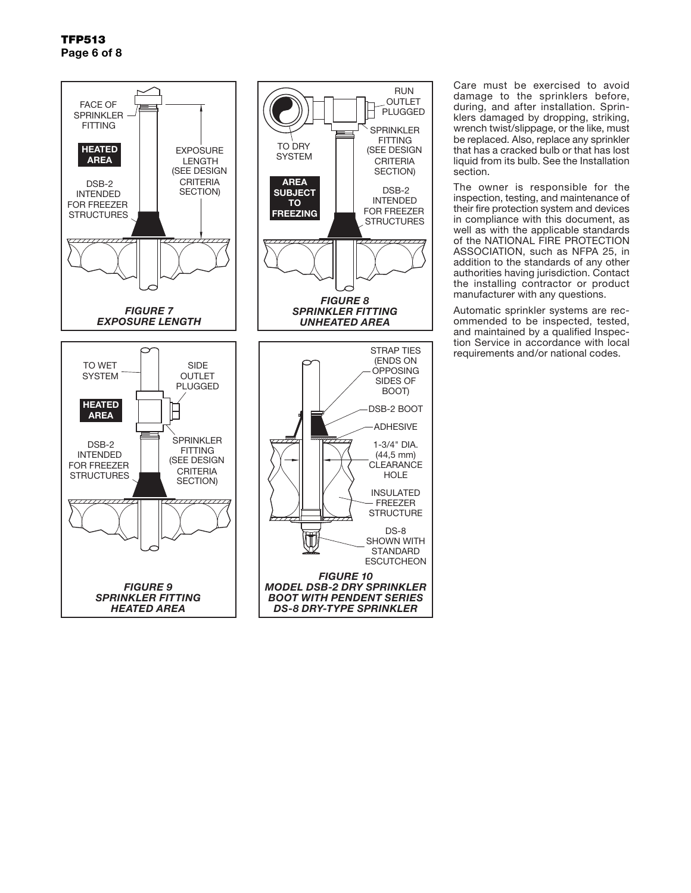FACE OF SPRINKLER FITTING

HEATED AREA

EXPOSURE LENGTH (SEE DESIGN CRITERIA SECTION)

DSB-2 INTENDED FOR FREEZER STRUCTURES

*FIGURE 7*
*EXPOSURE LENGTH*

RUN OUTLET PLUGGED

SPRINKLER FITTING (SEE DESIGN CRITERIA SECTION)

TO DRY SYSTEM

AREA SUBJECT TO FREEZING

DSB-2 INTENDED FOR FREEZER STRUCTURES

*FIGURE 8*
*SPRINKLER FITTING UNHEATED AREA*

TO WET SYSTEM

SIDE OUTLET PLUGGED

HEATED AREA

SPRINKLER FITTING (SEE DESIGN CRITERIA SECTION)

DSB-2 INTENDED FOR FREEZER STRUCTURES

*FIGURE 9*
*SPRINKLER FITTING HEATED AREA*

STRAP TIES (ENDS ON OPPOSING SIDES OF BOOT)

DSB-2 BOOT

ADHESIVE

1-3/4" DIA. (44,5 mm) CLEARANCE HOLE

INSULATED FREEZER STRUCTURE

DS-8 SHOWN WITH STANDARD ESCUTCHEON

*FIGURE 10*
*MODEL DSB-2 DRY SPRINKLER BOOT WITH PENDENT SERIES DS-8 DRY-TYPE SPRINKLER*

Care must be exercised to avoid damage to the sprinklers before, during, and after installation. Sprinklers damaged by dropping, striking, wrench twist/slippage, or the like, must be replaced. Also, replace any sprinkler that has a cracked bulb or that has lost liquid from its bulb. See the Installation section.

The owner is responsible for the inspection, testing, and maintenance of their fire protection system and devices in compliance with this document, as well as with the applicable standards of the NATIONAL FIRE PROTECTION ASSOCIATION, such as NFPA 25, in addition to the standards of any other authorities having jurisdiction. Contact the installing contractor or product manufacturer with any questions.

Automatic sprinkler systems are recommended to be inspected, tested, and maintained by a qualified Inspection Service in accordance with local requirements and/or national codes.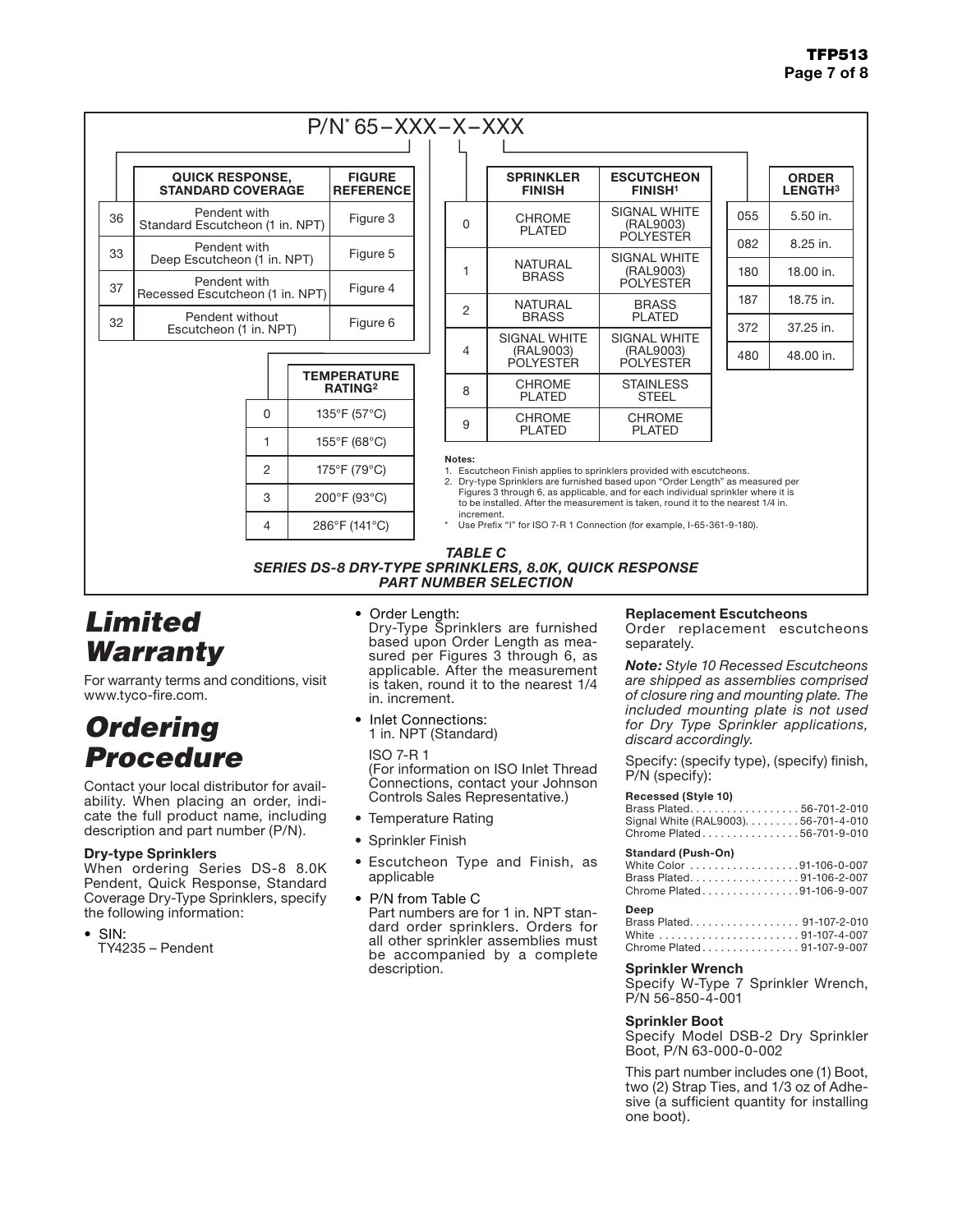P/N* 65–XXX–X–XXX

| | QUICK RESPONSE, STANDARD COVERAGE | FIGURE REFERENCE |
|---|---|---|
| 36 | Pendent with Standard Escutcheon (1 in. NPT) | Figure 3 |
| 33 | Pendent with Deep Escutcheon (1 in. NPT) | Figure 5 |
| 37 | Pendent with Recessed Escutcheon (1 in. NPT) | Figure 4 |
| 32 | Pendent without Escutcheon (1 in. NPT) | Figure 6 |

| | TEMPERATURE RATING[2] |
|---|---|
| 0 | 135°F (57°C) |
| 1 | 155°F (68°C) |
| 2 | 175°F (79°C) |
| 3 | 200°F (93°C) |
| 4 | 286°F (141°C) |

| | SPRINKLER FINISH | ESCUTCHEON FINISH[1] |
|---|---|---|
| 0 | CHROME PLATED | SIGNAL WHITE (RAL9003) POLYESTER |
| 1 | NATURAL BRASS | SIGNAL WHITE (RAL9003) POLYESTER |
| 2 | NATURAL BRASS | BRASS PLATED |
| 4 | SIGNAL WHITE (RAL9003) POLYESTER | SIGNAL WHITE (RAL9003) POLYESTER |
| 8 | CHROME PLATED | STAINLESS STEEL |
| 9 | CHROME PLATED | CHROME PLATED |

| | ORDER LENGTH[3] |
|---|---|
| 055 | 5.50 in. |
| 082 | 8.25 in. |
| 180 | 18.00 in. |
| 187 | 18.75 in. |
| 372 | 37.25 in. |
| 480 | 48.00 in. |

**Notes:**
1. Escutcheon Finish applies to sprinklers provided with escutcheons.
2. Dry-type Sprinklers are furnished based upon "Order Length" as measured per Figures 3 through 6, as applicable, and for each individual sprinkler where it is to be installed. After the measurement is taken, round it to the nearest 1/4 in. increment.

\* Use Prefix "I" for ISO 7-R 1 Connection (for example, I-65-361-9-180).

***TABLE C***
***SERIES DS-8 DRY-TYPE SPRINKLERS, 8.0K, QUICK RESPONSE PART NUMBER SELECTION***

# *Limited Warranty*

For warranty terms and conditions, visit www.tyco-fire.com.

# *Ordering Procedure*

Contact your local distributor for availability. When placing an order, indicate the full product name, including description and part number (P/N).

**Dry-type Sprinklers**
When ordering Series DS-8 8.0K Pendent, Quick Response, Standard Coverage Dry-Type Sprinklers, specify the following information:

- SIN:
  TY4235 – Pendent
- Order Length:
  Dry-Type Sprinklers are furnished based upon Order Length as measured per Figures 3 through 6, as applicable. After the measurement is taken, round it to the nearest 1/4 in. increment.
- Inlet Connections:
  1 in. NPT (Standard)

  ISO 7-R 1
  (For information on ISO Inlet Thread Connections, contact your Johnson Controls Sales Representative.)
- Temperature Rating
- Sprinkler Finish
- Escutcheon Type and Finish, as applicable
- P/N from Table C
  Part numbers are for 1 in. NPT standard order sprinklers. Orders for all other sprinkler assemblies must be accompanied by a complete description.

**Replacement Escutcheons**
Order replacement escutcheons separately.

***Note:*** *Style 10 Recessed Escutcheons are shipped as assemblies comprised of closure ring and mounting plate. The included mounting plate is not used for Dry Type Sprinkler applications, discard accordingly.*

Specify: (specify type), (specify) finish, P/N (specify):

**Recessed (Style 10)**
Brass Plated. . . . . . . . . . . . . . . . . 56-701-2-010
Signal White (RAL9003). . . . . . . . . 56-701-4-010
Chrome Plated . . . . . . . . . . . . . . . 56-701-9-010

**Standard (Push-On)**
White Color . . . . . . . . . . . . . . . . . 91-106-0-007
Brass Plated. . . . . . . . . . . . . . . . . 91-106-2-007
Chrome Plated . . . . . . . . . . . . . . . 91-106-9-007

**Deep**
Brass Plated. . . . . . . . . . . . . . . . . 91-107-2-010
White . . . . . . . . . . . . . . . . . . . . . 91-107-4-007
Chrome Plated . . . . . . . . . . . . . . . 91-107-9-007

**Sprinkler Wrench**
Specify W-Type 7 Sprinkler Wrench, P/N 56-850-4-001

**Sprinkler Boot**
Specify Model DSB-2 Dry Sprinkler Boot, P/N 63-000-0-002

This part number includes one (1) Boot, two (2) Strap Ties, and 1/3 oz of Adhesive (a sufficient quantity for installing one boot).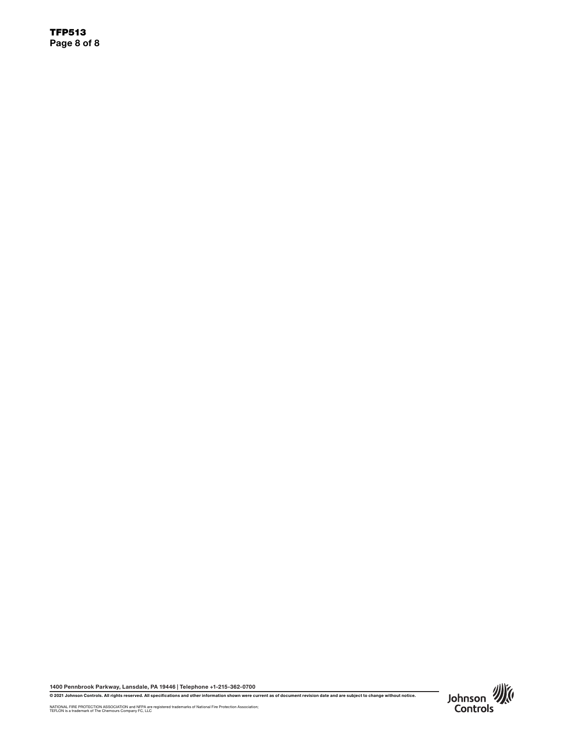1400 Pennbrook Parkway, Lansdale, PA 19446 | Telephone +1-215-362-0700

**© 2021 Johnson Controls. All rights reserved. All specifications and other information shown were current as of document revision date and are subject to change without notice.**

NATIONAL FIRE PROTECTION ASSOCIATION and NFPA are registered trademarks of National Fire Protection Association;
TEFLON is a trademark of The Chemours Company FC, LLC

Johnson Controls